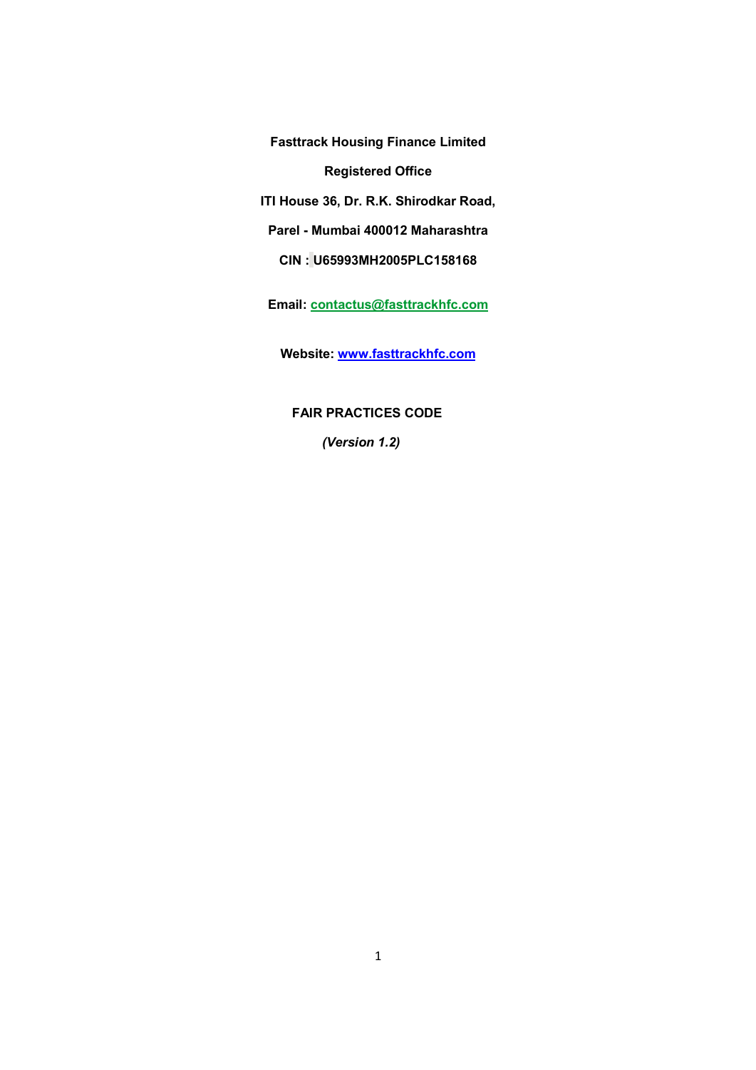**Fasttrack Housing Finance Limited**

**Registered Office**

**ITI House 36, Dr. R.K. Shirodkar Road,**

**Parel - Mumbai 400012 Maharashtra**

**CIN : U65993MH2005PLC158168**

**Email: contactus@fasttrackhfc.com**

**Website: www.fasttrackhfc.com**

# FAIR PRACTICES CODE

***(Version 1.2)***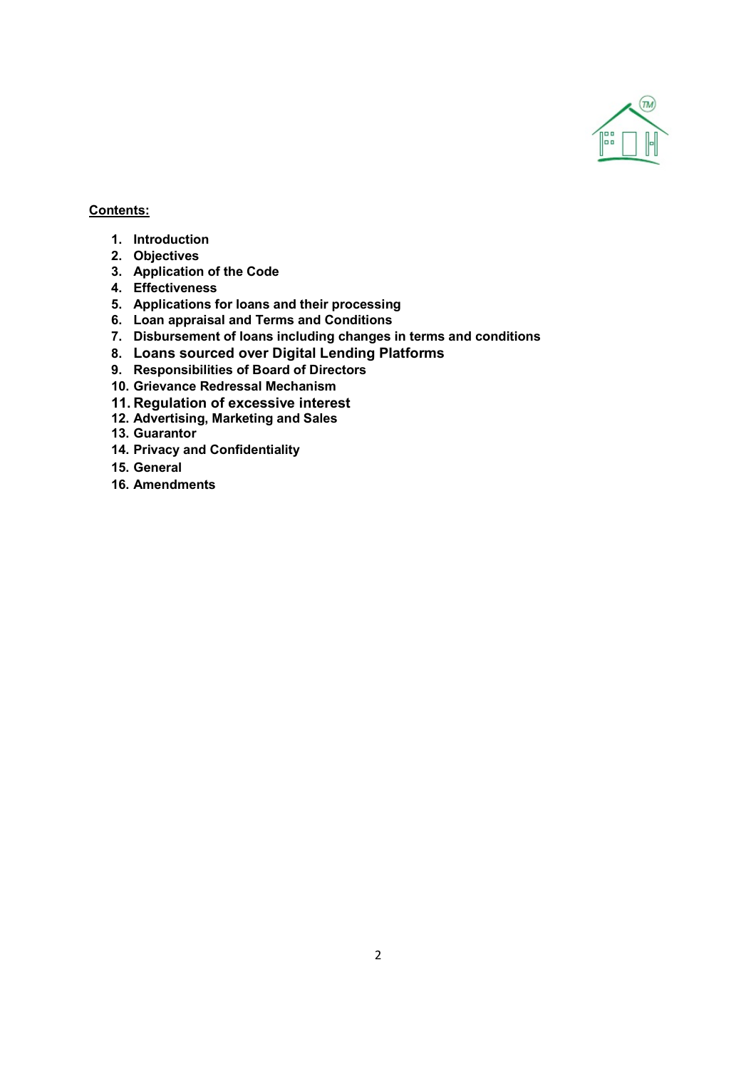**Contents:**

1. **Introduction**
2. **Objectives**
3. **Application of the Code**
4. **Effectiveness**
5. **Applications for loans and their processing**
6. **Loan appraisal and Terms and Conditions**
7. **Disbursement of loans including changes in terms and conditions**
8. **Loans sourced over Digital Lending Platforms**
9. **Responsibilities of Board of Directors**
10. **Grievance Redressal Mechanism**
11. **Regulation of excessive interest**
12. **Advertising, Marketing and Sales**
13. **Guarantor**
14. **Privacy and Confidentiality**
15. **General**
16. **Amendments**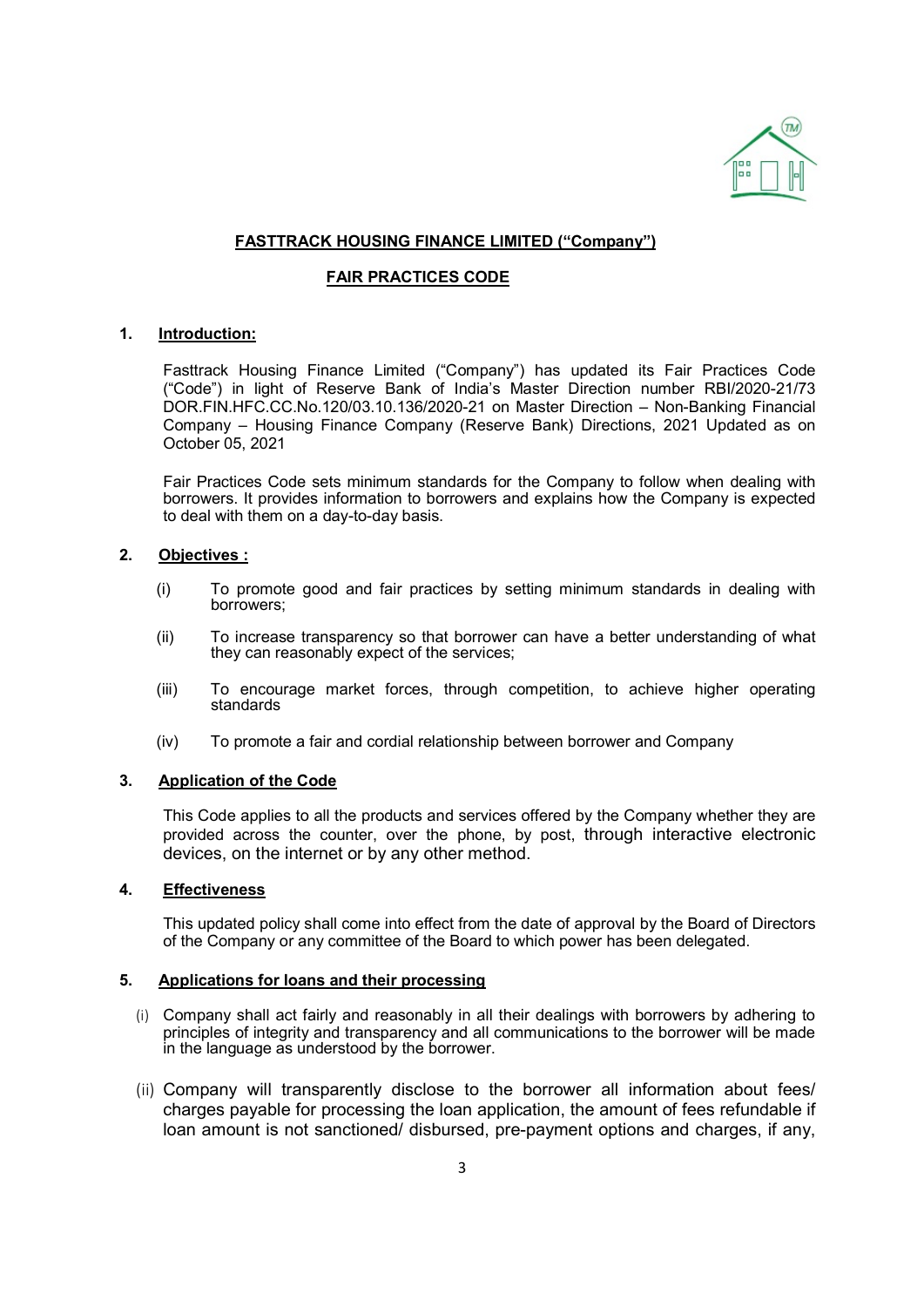**FASTTRACK HOUSING FINANCE LIMITED ("Company")**

**FAIR PRACTICES CODE**

## 1. Introduction:

Fasttrack Housing Finance Limited ("Company") has updated its Fair Practices Code ("Code") in light of Reserve Bank of India's Master Direction number RBI/2020-21/73 DOR.FIN.HFC.CC.No.120/03.10.136/2020-21 on Master Direction – Non-Banking Financial Company – Housing Finance Company (Reserve Bank) Directions, 2021 Updated as on October 05, 2021

Fair Practices Code sets minimum standards for the Company to follow when dealing with borrowers. It provides information to borrowers and explains how the Company is expected to deal with them on a day-to-day basis.

## 2. Objectives :

(i) To promote good and fair practices by setting minimum standards in dealing with borrowers;

(ii) To increase transparency so that borrower can have a better understanding of what they can reasonably expect of the services;

(iii) To encourage market forces, through competition, to achieve higher operating standards

(iv) To promote a fair and cordial relationship between borrower and Company

## 3. Application of the Code

This Code applies to all the products and services offered by the Company whether they are provided across the counter, over the phone, by post, through interactive electronic devices, on the internet or by any other method.

## 4. Effectiveness

This updated policy shall come into effect from the date of approval by the Board of Directors of the Company or any committee of the Board to which power has been delegated.

## 5. Applications for loans and their processing

(i) Company shall act fairly and reasonably in all their dealings with borrowers by adhering to principles of integrity and transparency and all communications to the borrower will be made in the language as understood by the borrower.

(ii) Company will transparently disclose to the borrower all information about fees/ charges payable for processing the loan application, the amount of fees refundable if loan amount is not sanctioned/ disbursed, pre-payment options and charges, if any,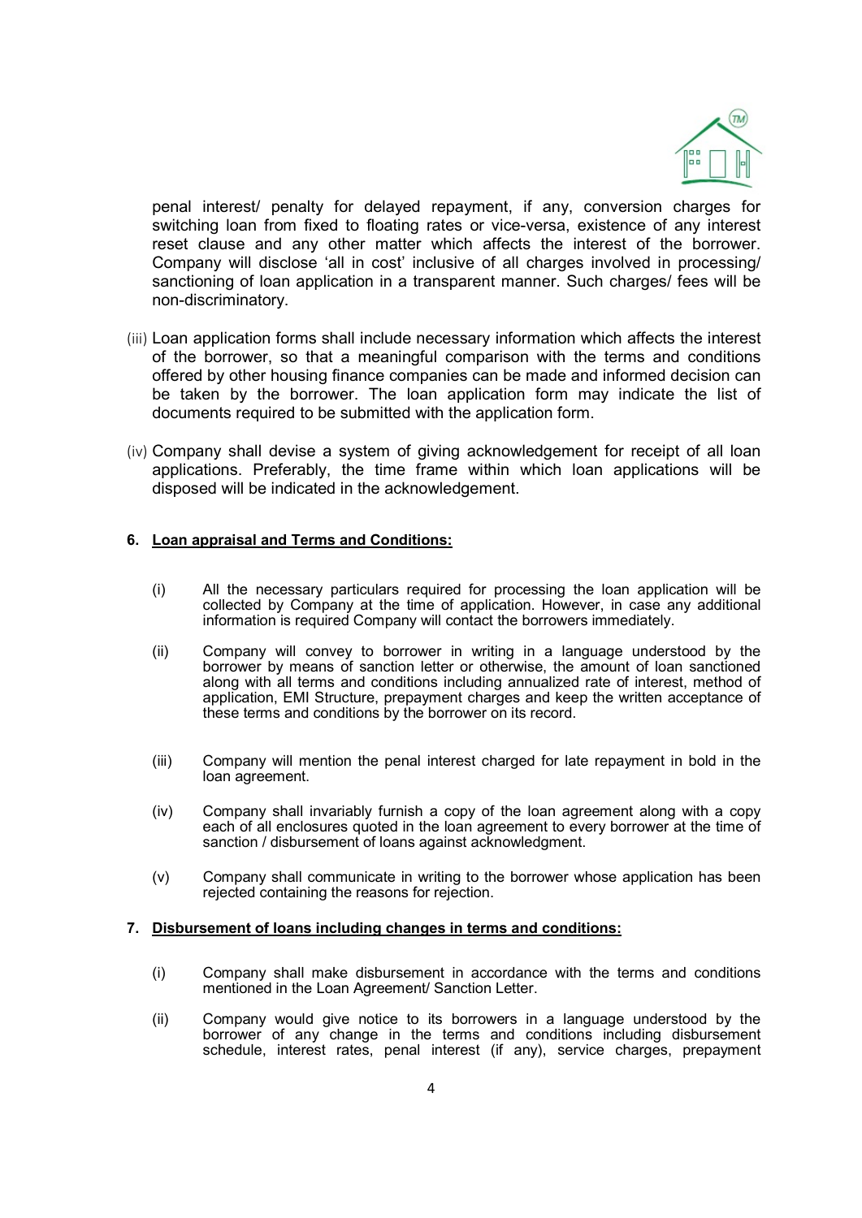penal interest/ penalty for delayed repayment, if any, conversion charges for switching loan from fixed to floating rates or vice-versa, existence of any interest reset clause and any other matter which affects the interest of the borrower. Company will disclose 'all in cost' inclusive of all charges involved in processing/ sanctioning of loan application in a transparent manner. Such charges/ fees will be non-discriminatory.

(iii) Loan application forms shall include necessary information which affects the interest of the borrower, so that a meaningful comparison with the terms and conditions offered by other housing finance companies can be made and informed decision can be taken by the borrower. The loan application form may indicate the list of documents required to be submitted with the application form.

(iv) Company shall devise a system of giving acknowledgement for receipt of all loan applications. Preferably, the time frame within which loan applications will be disposed will be indicated in the acknowledgement.

## 6. Loan appraisal and Terms and Conditions:

(i) All the necessary particulars required for processing the loan application will be collected by Company at the time of application. However, in case any additional information is required Company will contact the borrowers immediately.

(ii) Company will convey to borrower in writing in a language understood by the borrower by means of sanction letter or otherwise, the amount of loan sanctioned along with all terms and conditions including annualized rate of interest, method of application, EMI Structure, prepayment charges and keep the written acceptance of these terms and conditions by the borrower on its record.

(iii) Company will mention the penal interest charged for late repayment in bold in the loan agreement.

(iv) Company shall invariably furnish a copy of the loan agreement along with a copy each of all enclosures quoted in the loan agreement to every borrower at the time of sanction / disbursement of loans against acknowledgment.

(v) Company shall communicate in writing to the borrower whose application has been rejected containing the reasons for rejection.

## 7. Disbursement of loans including changes in terms and conditions:

(i) Company shall make disbursement in accordance with the terms and conditions mentioned in the Loan Agreement/ Sanction Letter.

(ii) Company would give notice to its borrowers in a language understood by the borrower of any change in the terms and conditions including disbursement schedule, interest rates, penal interest (if any), service charges, prepayment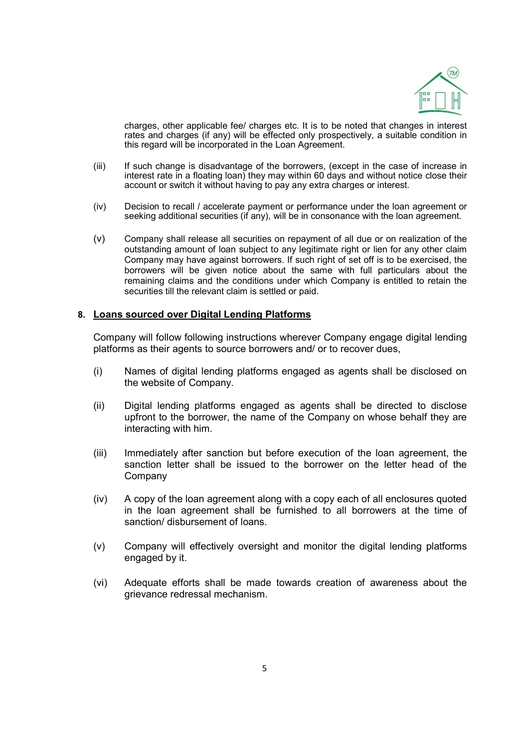charges, other applicable fee/ charges etc. It is to be noted that changes in interest rates and charges (if any) will be effected only prospectively, a suitable condition in this regard will be incorporated in the Loan Agreement.

(iii) If such change is disadvantage of the borrowers, (except in the case of increase in interest rate in a floating loan) they may within 60 days and without notice close their account or switch it without having to pay any extra charges or interest.

(iv) Decision to recall / accelerate payment or performance under the loan agreement or seeking additional securities (if any), will be in consonance with the loan agreement.

(v) Company shall release all securities on repayment of all due or on realization of the outstanding amount of loan subject to any legitimate right or lien for any other claim Company may have against borrowers. If such right of set off is to be exercised, the borrowers will be given notice about the same with full particulars about the remaining claims and the conditions under which Company is entitled to retain the securities till the relevant claim is settled or paid.

## 8. <u>Loans sourced over Digital Lending Platforms</u>

Company will follow following instructions wherever Company engage digital lending platforms as their agents to source borrowers and/ or to recover dues,

(i) Names of digital lending platforms engaged as agents shall be disclosed on the website of Company.

(ii) Digital lending platforms engaged as agents shall be directed to disclose upfront to the borrower, the name of the Company on whose behalf they are interacting with him.

(iii) Immediately after sanction but before execution of the loan agreement, the sanction letter shall be issued to the borrower on the letter head of the Company

(iv) A copy of the loan agreement along with a copy each of all enclosures quoted in the loan agreement shall be furnished to all borrowers at the time of sanction/ disbursement of loans.

(v) Company will effectively oversight and monitor the digital lending platforms engaged by it.

(vi) Adequate efforts shall be made towards creation of awareness about the grievance redressal mechanism.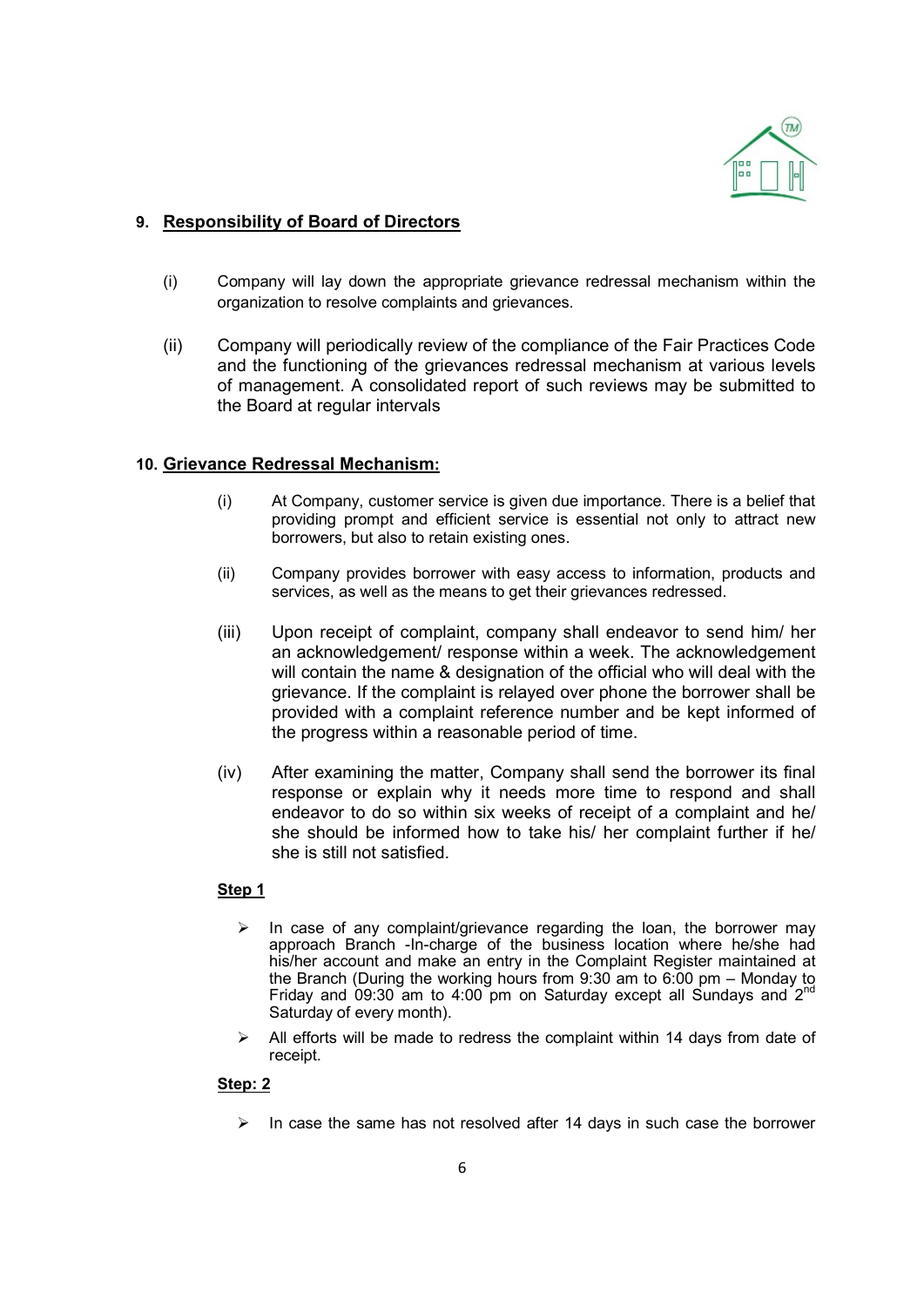## 9. Responsibility of Board of Directors

(i) Company will lay down the appropriate grievance redressal mechanism within the organization to resolve complaints and grievances.

(ii) Company will periodically review of the compliance of the Fair Practices Code and the functioning of the grievances redressal mechanism at various levels of management. A consolidated report of such reviews may be submitted to the Board at regular intervals

## 10. Grievance Redressal Mechanism:

(i) At Company, customer service is given due importance. There is a belief that providing prompt and efficient service is essential not only to attract new borrowers, but also to retain existing ones.

(ii) Company provides borrower with easy access to information, products and services, as well as the means to get their grievances redressed.

(iii) Upon receipt of complaint, company shall endeavor to send him/ her an acknowledgement/ response within a week. The acknowledgement will contain the name & designation of the official who will deal with the grievance. If the complaint is relayed over phone the borrower shall be provided with a complaint reference number and be kept informed of the progress within a reasonable period of time.

(iv) After examining the matter, Company shall send the borrower its final response or explain why it needs more time to respond and shall endeavor to do so within six weeks of receipt of a complaint and he/ she should be informed how to take his/ her complaint further if he/ she is still not satisfied.

**Step 1**

- In case of any complaint/grievance regarding the loan, the borrower may approach Branch -In-charge of the business location where he/she had his/her account and make an entry in the Complaint Register maintained at the Branch (During the working hours from 9:30 am to 6:00 pm – Monday to Friday and 09:30 am to 4:00 pm on Saturday except all Sundays and 2nd Saturday of every month).
- All efforts will be made to redress the complaint within 14 days from date of receipt.

**Step: 2**

- In case the same has not resolved after 14 days in such case the borrower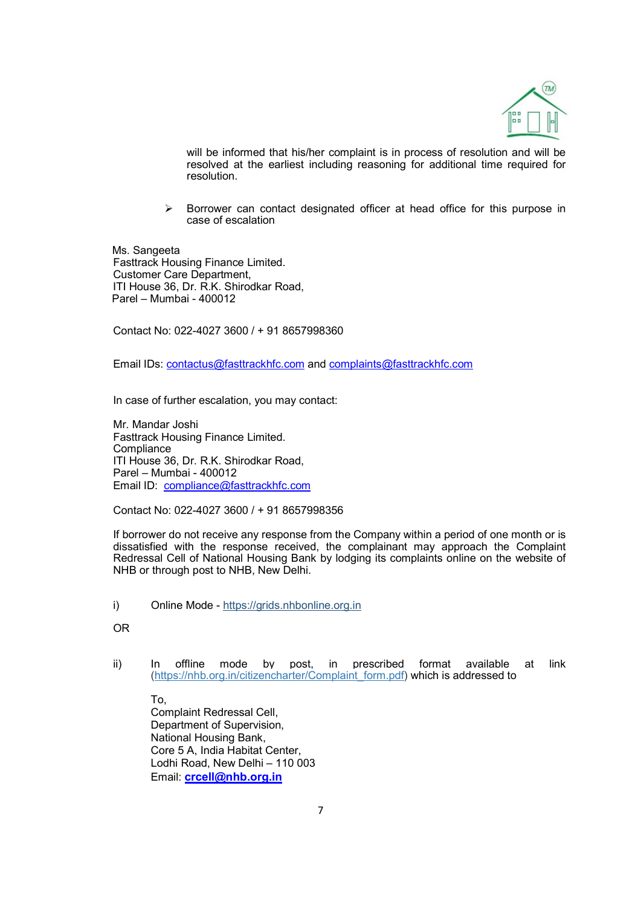will be informed that his/her complaint is in process of resolution and will be resolved at the earliest including reasoning for additional time required for resolution.

- Borrower can contact designated officer at head office for this purpose in case of escalation

Ms. Sangeeta  
Fasttrack Housing Finance Limited.  
Customer Care Department,  
ITI House 36, Dr. R.K. Shirodkar Road,  
Parel – Mumbai - 400012

Contact No: 022-4027 3600 / + 91 8657998360

Email IDs: contactus@fasttrackhfc.com and complaints@fasttrackhfc.com

In case of further escalation, you may contact:

Mr. Mandar Joshi  
Fasttrack Housing Finance Limited.  
Compliance  
ITI House 36, Dr. R.K. Shirodkar Road,  
Parel – Mumbai - 400012  
Email ID: compliance@fasttrackhfc.com

Contact No: 022-4027 3600 / + 91 8657998356

If borrower do not receive any response from the Company within a period of one month or is dissatisfied with the response received, the complainant may approach the Complaint Redressal Cell of National Housing Bank by lodging its complaints online on the website of NHB or through post to NHB, New Delhi.

i) Online Mode - https://grids.nhbonline.org.in

OR

ii) In offline mode by post, in prescribed format available at link (https://nhb.org.in/citizencharter/Complaint_form.pdf) which is addressed to

To,  
Complaint Redressal Cell,  
Department of Supervision,  
National Housing Bank,  
Core 5 A, India Habitat Center,  
Lodhi Road, New Delhi – 110 003  
Email: **crcell@nhb.org.in**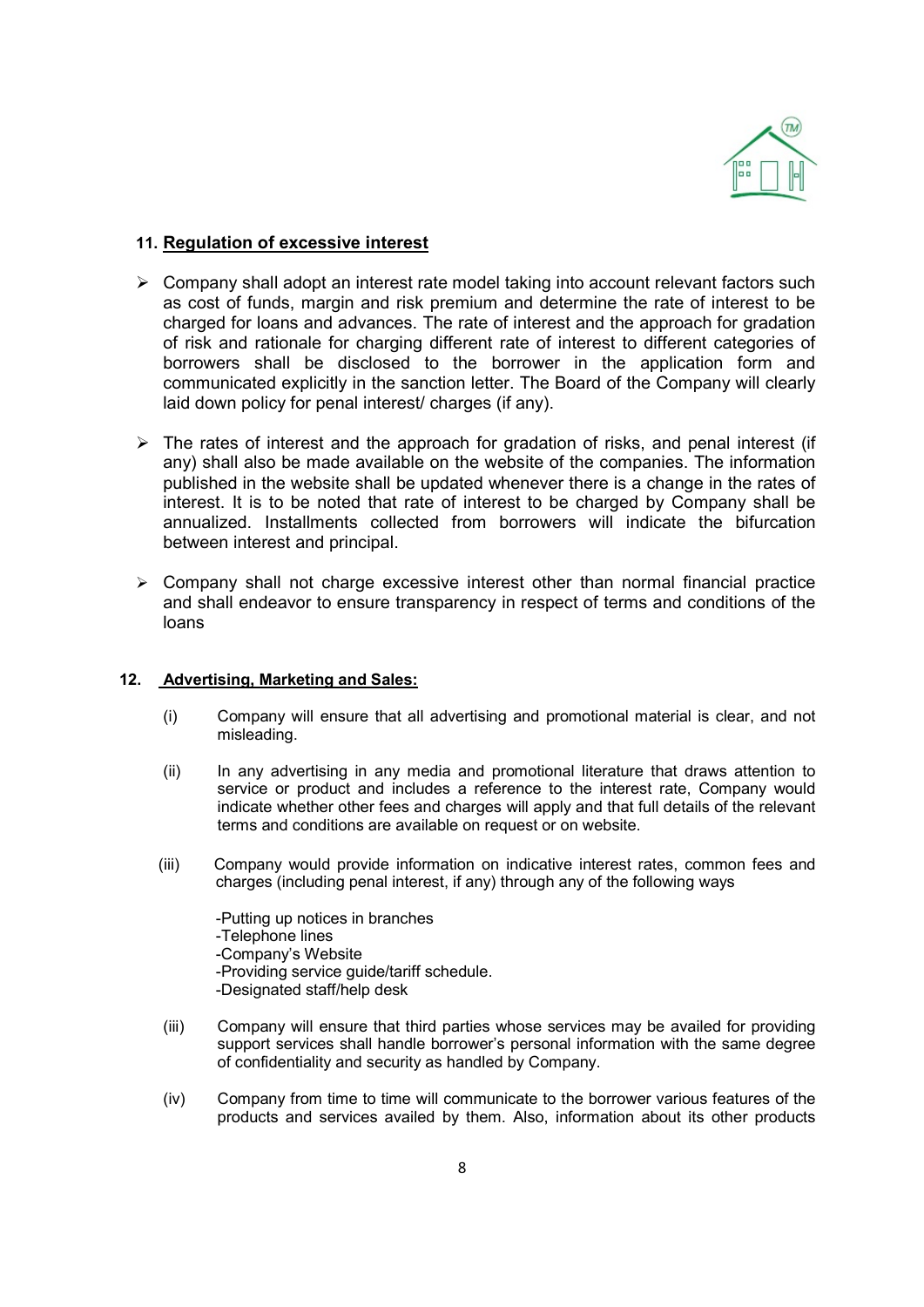## 11. Regulation of excessive interest

- Company shall adopt an interest rate model taking into account relevant factors such as cost of funds, margin and risk premium and determine the rate of interest to be charged for loans and advances. The rate of interest and the approach for gradation of risk and rationale for charging different rate of interest to different categories of borrowers shall be disclosed to the borrower in the application form and communicated explicitly in the sanction letter. The Board of the Company will clearly laid down policy for penal interest/ charges (if any).
- The rates of interest and the approach for gradation of risks, and penal interest (if any) shall also be made available on the website of the companies. The information published in the website shall be updated whenever there is a change in the rates of interest. It is to be noted that rate of interest to be charged by Company shall be annualized. Installments collected from borrowers will indicate the bifurcation between interest and principal.
- Company shall not charge excessive interest other than normal financial practice and shall endeavor to ensure transparency in respect of terms and conditions of the loans

## 12. Advertising, Marketing and Sales:

(i) Company will ensure that all advertising and promotional material is clear, and not misleading.

(ii) In any advertising in any media and promotional literature that draws attention to service or product and includes a reference to the interest rate, Company would indicate whether other fees and charges will apply and that full details of the relevant terms and conditions are available on request or on website.

(iii) Company would provide information on indicative interest rates, common fees and charges (including penal interest, if any) through any of the following ways

-Putting up notices in branches
-Telephone lines
-Company's Website
-Providing service guide/tariff schedule.
-Designated staff/help desk

(iii) Company will ensure that third parties whose services may be availed for providing support services shall handle borrower's personal information with the same degree of confidentiality and security as handled by Company.

(iv) Company from time to time will communicate to the borrower various features of the products and services availed by them. Also, information about its other products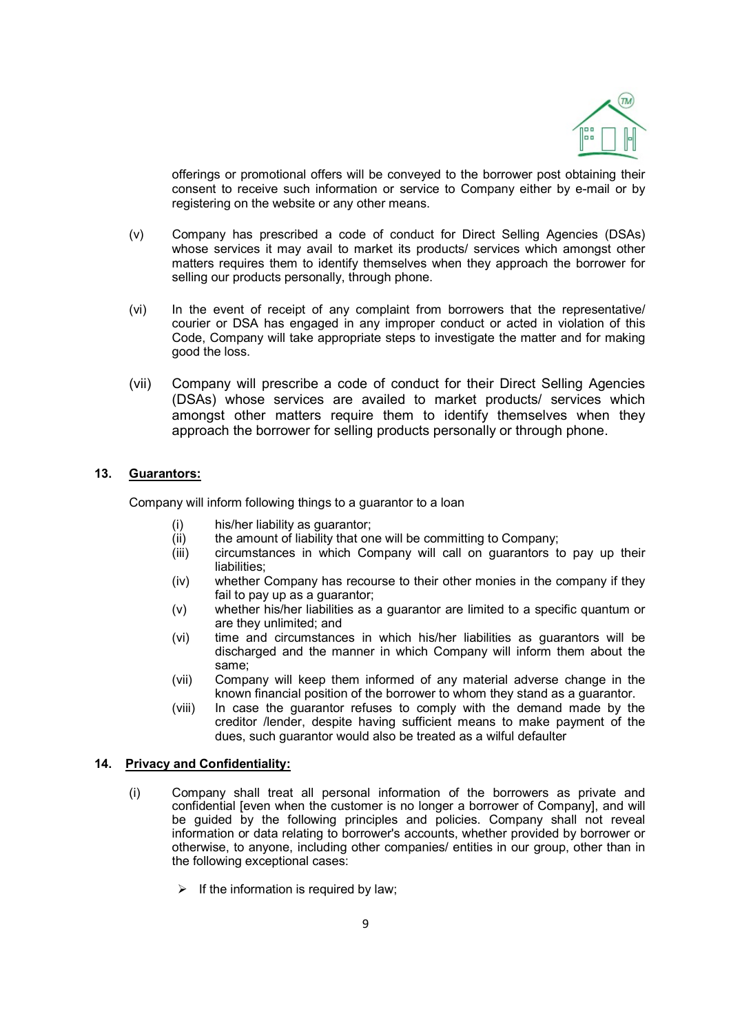offerings or promotional offers will be conveyed to the borrower post obtaining their consent to receive such information or service to Company either by e-mail or by registering on the website or any other means.

(v) Company has prescribed a code of conduct for Direct Selling Agencies (DSAs) whose services it may avail to market its products/ services which amongst other matters requires them to identify themselves when they approach the borrower for selling our products personally, through phone.

(vi) In the event of receipt of any complaint from borrowers that the representative/ courier or DSA has engaged in any improper conduct or acted in violation of this Code, Company will take appropriate steps to investigate the matter and for making good the loss.

(vii) Company will prescribe a code of conduct for their Direct Selling Agencies (DSAs) whose services are availed to market products/ services which amongst other matters require them to identify themselves when they approach the borrower for selling products personally or through phone.

## 13. Guarantors:

Company will inform following things to a guarantor to a loan

(i) his/her liability as guarantor;
(ii) the amount of liability that one will be committing to Company;
(iii) circumstances in which Company will call on guarantors to pay up their liabilities;
(iv) whether Company has recourse to their other monies in the company if they fail to pay up as a guarantor;
(v) whether his/her liabilities as a guarantor are limited to a specific quantum or are they unlimited; and
(vi) time and circumstances in which his/her liabilities as guarantors will be discharged and the manner in which Company will inform them about the same;
(vii) Company will keep them informed of any material adverse change in the known financial position of the borrower to whom they stand as a guarantor.
(viii) In case the guarantor refuses to comply with the demand made by the creditor /lender, despite having sufficient means to make payment of the dues, such guarantor would also be treated as a wilful defaulter

## 14. Privacy and Confidentiality:

(i) Company shall treat all personal information of the borrowers as private and confidential [even when the customer is no longer a borrower of Company], and will be guided by the following principles and policies. Company shall not reveal information or data relating to borrower's accounts, whether provided by borrower or otherwise, to anyone, including other companies/ entities in our group, other than in the following exceptional cases:

- If the information is required by law;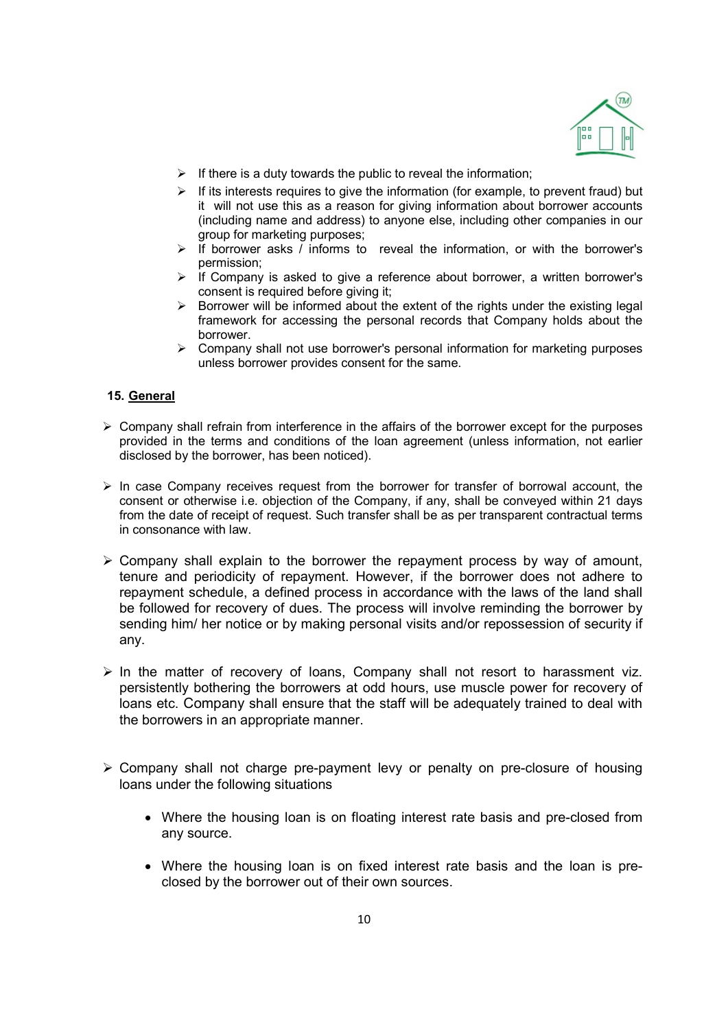- If there is a duty towards the public to reveal the information;
- If its interests requires to give the information (for example, to prevent fraud) but it will not use this as a reason for giving information about borrower accounts (including name and address) to anyone else, including other companies in our group for marketing purposes;
- If borrower asks / informs to reveal the information, or with the borrower's permission;
- If Company is asked to give a reference about borrower, a written borrower's consent is required before giving it;
- Borrower will be informed about the extent of the rights under the existing legal framework for accessing the personal records that Company holds about the borrower.
- Company shall not use borrower's personal information for marketing purposes unless borrower provides consent for the same.

**15. <u>General</u>**

- Company shall refrain from interference in the affairs of the borrower except for the purposes provided in the terms and conditions of the loan agreement (unless information, not earlier disclosed by the borrower, has been noticed).

- In case Company receives request from the borrower for transfer of borrowal account, the consent or otherwise i.e. objection of the Company, if any, shall be conveyed within 21 days from the date of receipt of request. Such transfer shall be as per transparent contractual terms in consonance with law.

- Company shall explain to the borrower the repayment process by way of amount, tenure and periodicity of repayment. However, if the borrower does not adhere to repayment schedule, a defined process in accordance with the laws of the land shall be followed for recovery of dues. The process will involve reminding the borrower by sending him/ her notice or by making personal visits and/or repossession of security if any.

- In the matter of recovery of loans, Company shall not resort to harassment viz. persistently bothering the borrowers at odd hours, use muscle power for recovery of loans etc. Company shall ensure that the staff will be adequately trained to deal with the borrowers in an appropriate manner.

- Company shall not charge pre-payment levy or penalty on pre-closure of housing loans under the following situations

  - Where the housing loan is on floating interest rate basis and pre-closed from any source.

  - Where the housing loan is on fixed interest rate basis and the loan is pre-closed by the borrower out of their own sources.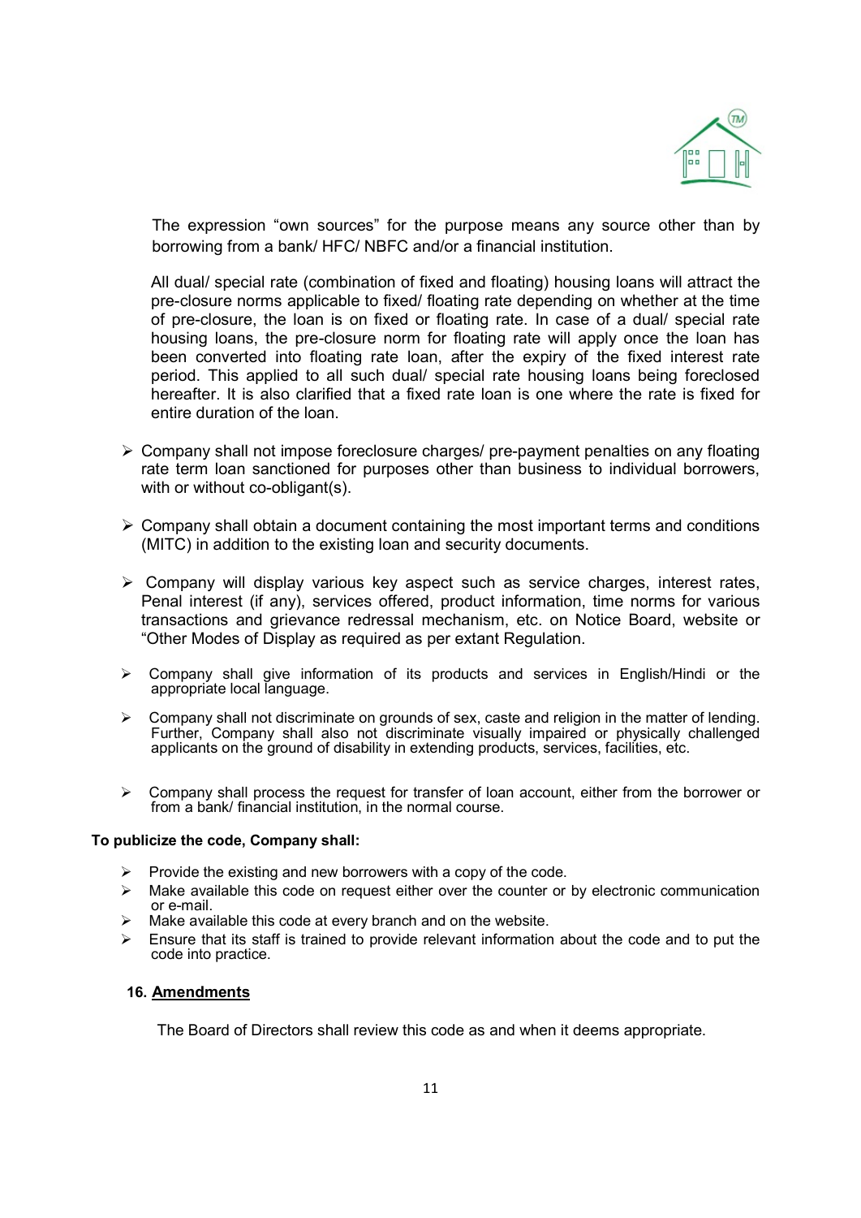The expression "own sources" for the purpose means any source other than by borrowing from a bank/ HFC/ NBFC and/or a financial institution.

All dual/ special rate (combination of fixed and floating) housing loans will attract the pre-closure norms applicable to fixed/ floating rate depending on whether at the time of pre-closure, the loan is on fixed or floating rate. In case of a dual/ special rate housing loans, the pre-closure norm for floating rate will apply once the loan has been converted into floating rate loan, after the expiry of the fixed interest rate period. This applied to all such dual/ special rate housing loans being foreclosed hereafter. It is also clarified that a fixed rate loan is one where the rate is fixed for entire duration of the loan.

- Company shall not impose foreclosure charges/ pre-payment penalties on any floating rate term loan sanctioned for purposes other than business to individual borrowers, with or without co-obligant(s).
- Company shall obtain a document containing the most important terms and conditions (MITC) in addition to the existing loan and security documents.
- Company will display various key aspect such as service charges, interest rates, Penal interest (if any), services offered, product information, time norms for various transactions and grievance redressal mechanism, etc. on Notice Board, website or "Other Modes of Display as required as per extant Regulation.
- Company shall give information of its products and services in English/Hindi or the appropriate local language.
- Company shall not discriminate on grounds of sex, caste and religion in the matter of lending. Further, Company shall also not discriminate visually impaired or physically challenged applicants on the ground of disability in extending products, services, facilities, etc.
- Company shall process the request for transfer of loan account, either from the borrower or from a bank/ financial institution, in the normal course.

**To publicize the code, Company shall:**

- Provide the existing and new borrowers with a copy of the code.
- Make available this code on request either over the counter or by electronic communication or e-mail.
- Make available this code at every branch and on the website.
- Ensure that its staff is trained to provide relevant information about the code and to put the code into practice.

## 16. Amendments

The Board of Directors shall review this code as and when it deems appropriate.